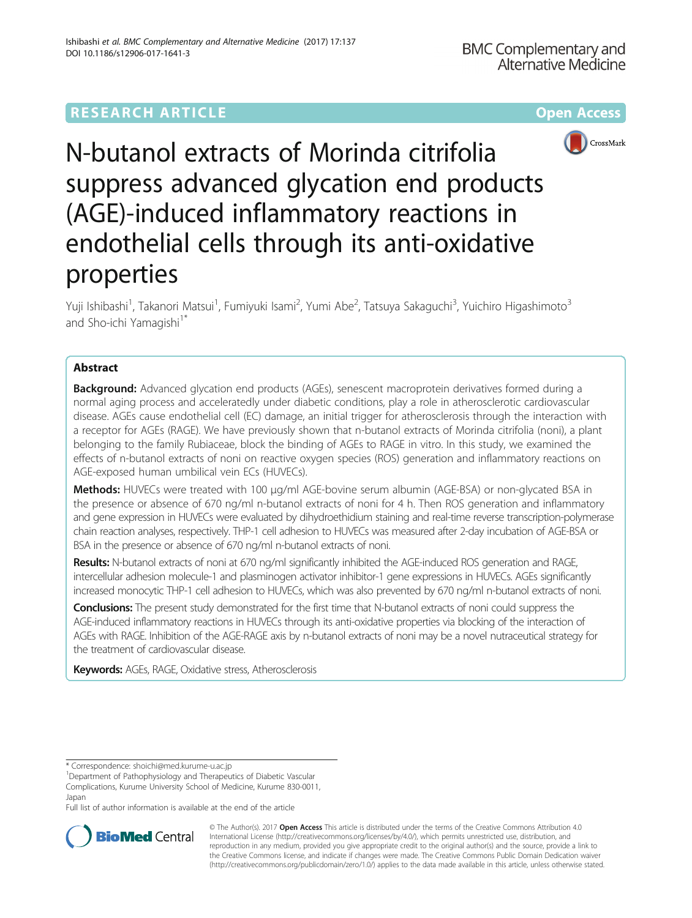# N-butanol extracts of Morinda citrifolia suppress advanced glycation end products (AGE)-induced inflammatory reactions in endothelial cells through its anti-oxidative properties

Yuji Ishibashi[1], Takanori Matsui[1], Fumiyuki Isami[2], Yumi Abe[2], Tatsuya Sakaguchi[3], Yuichiro Higashimoto[3] and Sho-ichi Yamagishi[1*]

## Abstract

**Background:** Advanced glycation end products (AGEs), senescent macroprotein derivatives formed during a normal aging process and acceleratedly under diabetic conditions, play a role in atherosclerotic cardiovascular disease. AGEs cause endothelial cell (EC) damage, an initial trigger for atherosclerosis through the interaction with a receptor for AGEs (RAGE). We have previously shown that n-butanol extracts of Morinda citrifolia (noni), a plant belonging to the family Rubiaceae, block the binding of AGEs to RAGE in vitro. In this study, we examined the effects of n-butanol extracts of noni on reactive oxygen species (ROS) generation and inflammatory reactions on AGE-exposed human umbilical vein ECs (HUVECs).

**Methods:** HUVECs were treated with 100 μg/ml AGE-bovine serum albumin (AGE-BSA) or non-glycated BSA in the presence or absence of 670 ng/ml n-butanol extracts of noni for 4 h. Then ROS generation and inflammatory and gene expression in HUVECs were evaluated by dihydroethidium staining and real-time reverse transcription-polymerase chain reaction analyses, respectively. THP-1 cell adhesion to HUVECs was measured after 2-day incubation of AGE-BSA or BSA in the presence or absence of 670 ng/ml n-butanol extracts of noni.

**Results:** N-butanol extracts of noni at 670 ng/ml significantly inhibited the AGE-induced ROS generation and RAGE, intercellular adhesion molecule-1 and plasminogen activator inhibitor-1 gene expressions in HUVECs. AGEs significantly increased monocytic THP-1 cell adhesion to HUVECs, which was also prevented by 670 ng/ml n-butanol extracts of noni.

**Conclusions:** The present study demonstrated for the first time that N-butanol extracts of noni could suppress the AGE-induced inflammatory reactions in HUVECs through its anti-oxidative properties via blocking of the interaction of AGEs with RAGE. Inhibition of the AGE-RAGE axis by n-butanol extracts of noni may be a novel nutraceutical strategy for the treatment of cardiovascular disease.

**Keywords:** AGEs, RAGE, Oxidative stress, Atherosclerosis

* Correspondence: shoichi@med.kurume-u.ac.jp
[1]Department of Pathophysiology and Therapeutics of Diabetic Vascular Complications, Kurume University School of Medicine, Kurume 830-0011, Japan
Full list of author information is available at the end of the article

© The Author(s). 2017 **Open Access** This article is distributed under the terms of the Creative Commons Attribution 4.0 International License (http://creativecommons.org/licenses/by/4.0/), which permits unrestricted use, distribution, and reproduction in any medium, provided you give appropriate credit to the original author(s) and the source, provide a link to the Creative Commons license, and indicate if changes were made. The Creative Commons Public Domain Dedication waiver (http://creativecommons.org/publicdomain/zero/1.0/) applies to the data made available in this article, unless otherwise stated.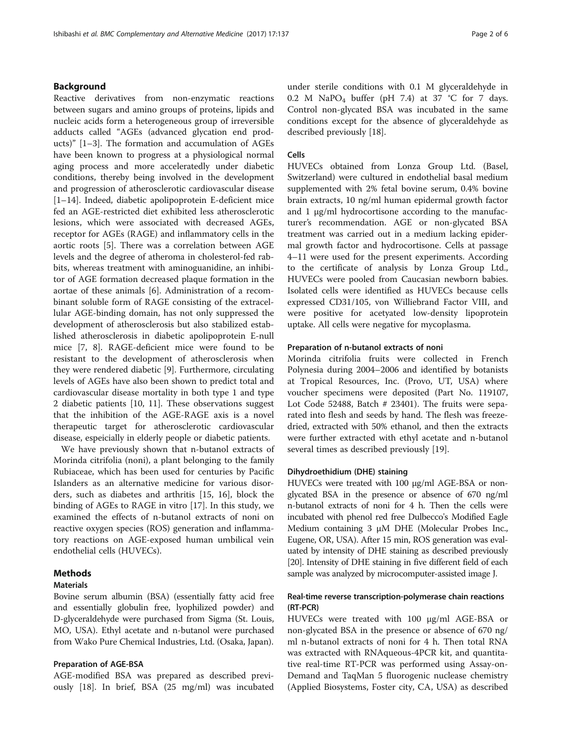## Background

Reactive derivatives from non-enzymatic reactions between sugars and amino groups of proteins, lipids and nucleic acids form a heterogeneous group of irreversible adducts called "AGEs (advanced glycation end products)" [1–3]. The formation and accumulation of AGEs have been known to progress at a physiological normal aging process and more acceleratedly under diabetic conditions, thereby being involved in the development and progression of atherosclerotic cardiovascular disease [1–14]. Indeed, diabetic apolipoprotein E-deficient mice fed an AGE-restricted diet exhibited less atherosclerotic lesions, which were associated with decreased AGEs, receptor for AGEs (RAGE) and inflammatory cells in the aortic roots [5]. There was a correlation between AGE levels and the degree of atheroma in cholesterol-fed rabbits, whereas treatment with aminoguanidine, an inhibitor of AGE formation decreased plaque formation in the aortae of these animals [6]. Administration of a recombinant soluble form of RAGE consisting of the extracellular AGE-binding domain, has not only suppressed the development of atherosclerosis but also stabilized established atherosclerosis in diabetic apolipoprotein E-null mice [7, 8]. RAGE-deficient mice were found to be resistant to the development of atherosclerosis when they were rendered diabetic [9]. Furthermore, circulating levels of AGEs have also been shown to predict total and cardiovascular disease mortality in both type 1 and type 2 diabetic patients [10, 11]. These observations suggest that the inhibition of the AGE-RAGE axis is a novel therapeutic target for atherosclerotic cardiovascular disease, espeicially in elderly people or diabetic patients.

We have previously shown that n-butanol extracts of Morinda citrifolia (noni), a plant belonging to the family Rubiaceae, which has been used for centuries by Pacific Islanders as an alternative medicine for various disorders, such as diabetes and arthritis [15, 16], block the binding of AGEs to RAGE in vitro [17]. In this study, we examined the effects of n-butanol extracts of noni on reactive oxygen species (ROS) generation and inflammatory reactions on AGE-exposed human umbilical vein endothelial cells (HUVECs).

## Methods

### Materials

Bovine serum albumin (BSA) (essentially fatty acid free and essentially globulin free, lyophilized powder) and D-glyceraldehyde were purchased from Sigma (St. Louis, MO, USA). Ethyl acetate and n-butanol were purchased from Wako Pure Chemical Industries, Ltd. (Osaka, Japan).

### Preparation of AGE-BSA

AGE-modified BSA was prepared as described previously [18]. In brief, BSA (25 mg/ml) was incubated under sterile conditions with 0.1 M glyceraldehyde in 0.2 M $NaPO_4$ buffer (pH 7.4) at 37 °C for 7 days. Control non-glycated BSA was incubated in the same conditions except for the absence of glyceraldehyde as described previously [18].

### Cells

HUVECs obtained from Lonza Group Ltd. (Basel, Switzerland) were cultured in endothelial basal medium supplemented with 2% fetal bovine serum, 0.4% bovine brain extracts, 10 ng/ml human epidermal growth factor and 1 μg/ml hydrocortisone according to the manufacturer's recommendation. AGE or non-glycated BSA treatment was carried out in a medium lacking epidermal growth factor and hydrocortisone. Cells at passage 4–11 were used for the present experiments. According to the certificate of analysis by Lonza Group Ltd., HUVECs were pooled from Caucasian newborn babies. Isolated cells were identified as HUVECs because cells expressed CD31/105, von Williebrand Factor VIII, and were positive for acetyated low-density lipoprotein uptake. All cells were negative for mycoplasma.

### Preparation of n-butanol extracts of noni

Morinda citrifolia fruits were collected in French Polynesia during 2004–2006 and identified by botanists at Tropical Resources, Inc. (Provo, UT, USA) where voucher specimens were deposited (Part No. 119107, Lot Code 52488, Batch # 23401). The fruits were separated into flesh and seeds by hand. The flesh was freeze-dried, extracted with 50% ethanol, and then the extracts were further extracted with ethyl acetate and n-butanol several times as described previously [19].

### Dihydroethidium (DHE) staining

HUVECs were treated with 100 μg/ml AGE-BSA or non-glycated BSA in the presence or absence of 670 ng/ml n-butanol extracts of noni for 4 h. Then the cells were incubated with phenol red free Dulbecco's Modified Eagle Medium containing 3 μM DHE (Molecular Probes Inc., Eugene, OR, USA). After 15 min, ROS generation was evaluated by intensity of DHE staining as described previously [20]. Intensity of DHE staining in five different field of each sample was analyzed by microcomputer-assisted image J.

### Real-time reverse transcription-polymerase chain reactions (RT-PCR)

HUVECs were treated with 100 μg/ml AGE-BSA or non-glycated BSA in the presence or absence of 670 ng/ml n-butanol extracts of noni for 4 h. Then total RNA was extracted with RNAqueous-4PCR kit, and quantitative real-time RT-PCR was performed using Assay-on-Demand and TaqMan 5 fluorogenic nuclease chemistry (Applied Biosystems, Foster city, CA, USA) as described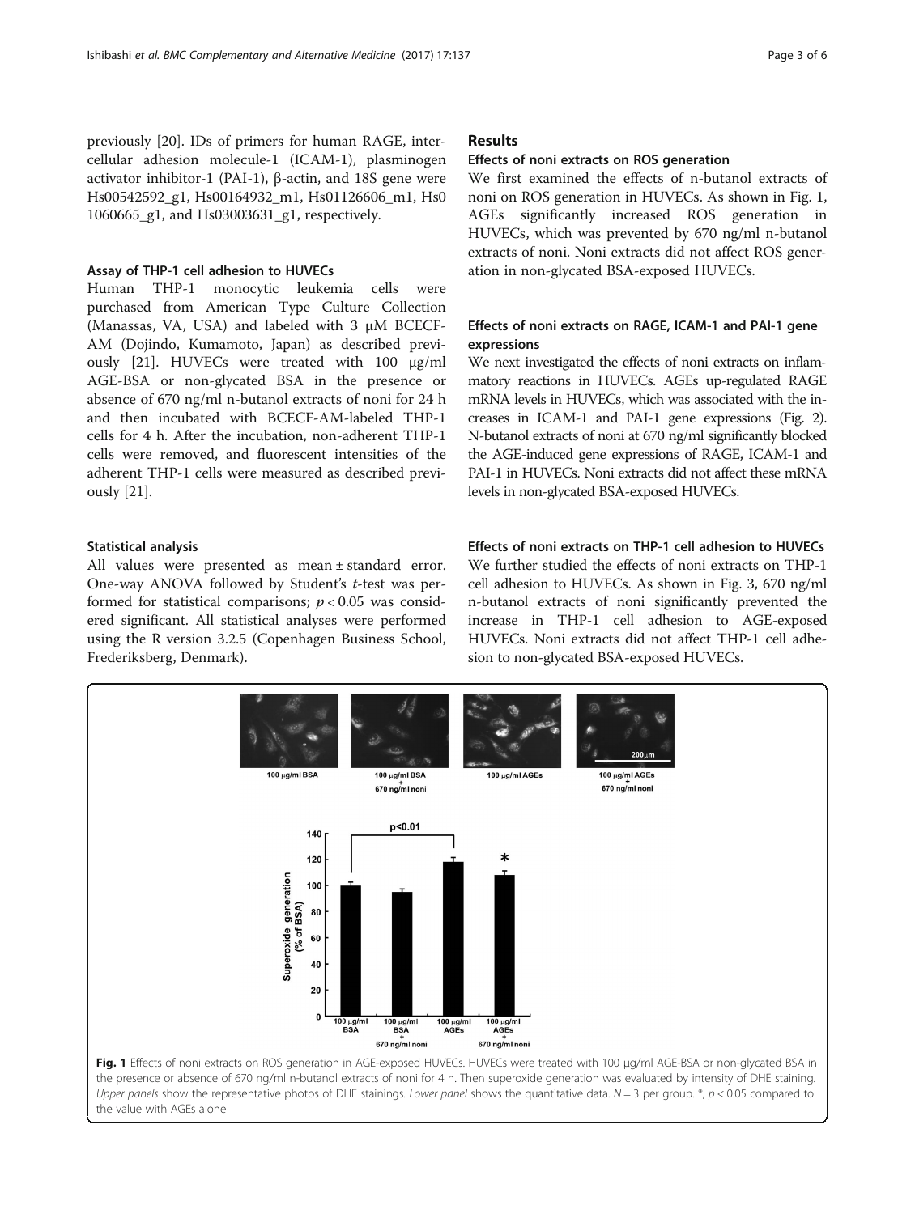previously [20]. IDs of primers for human RAGE, intercellular adhesion molecule-1 (ICAM-1), plasminogen activator inhibitor-1 (PAI-1), β-actin, and 18S gene were Hs00542592_g1, Hs00164932_m1, Hs01126606_m1, Hs01060665_g1, and Hs03003631_g1, respectively.

### Assay of THP-1 cell adhesion to HUVECs

Human THP-1 monocytic leukemia cells were purchased from American Type Culture Collection (Manassas, VA, USA) and labeled with 3 μM BCECF-AM (Dojindo, Kumamoto, Japan) as described previously [21]. HUVECs were treated with 100 μg/ml AGE-BSA or non-glycated BSA in the presence or absence of 670 ng/ml n-butanol extracts of noni for 24 h and then incubated with BCECF-AM-labeled THP-1 cells for 4 h. After the incubation, non-adherent THP-1 cells were removed, and fluorescent intensities of the adherent THP-1 cells were measured as described previously [21].

### Statistical analysis

All values were presented as mean ± standard error. One-way ANOVA followed by Student's *t*-test was performed for statistical comparisons; $p < 0.05$ was considered significant. All statistical analyses were performed using the R version 3.2.5 (Copenhagen Business School, Frederiksberg, Denmark).

## Results

### Effects of noni extracts on ROS generation

We first examined the effects of n-butanol extracts of noni on ROS generation in HUVECs. As shown in Fig. 1, AGEs significantly increased ROS generation in HUVECs, which was prevented by 670 ng/ml n-butanol extracts of noni. Noni extracts did not affect ROS generation in non-glycated BSA-exposed HUVECs.

### Effects of noni extracts on RAGE, ICAM-1 and PAI-1 gene expressions

We next investigated the effects of noni extracts on inflammatory reactions in HUVECs. AGEs up-regulated RAGE mRNA levels in HUVECs, which was associated with the increases in ICAM-1 and PAI-1 gene expressions (Fig. 2). N-butanol extracts of noni at 670 ng/ml significantly blocked the AGE-induced gene expressions of RAGE, ICAM-1 and PAI-1 in HUVECs. Noni extracts did not affect these mRNA levels in non-glycated BSA-exposed HUVECs.

### Effects of noni extracts on THP-1 cell adhesion to HUVECs

We further studied the effects of noni extracts on THP-1 cell adhesion to HUVECs. As shown in Fig. 3, 670 ng/ml n-butanol extracts of noni significantly prevented the increase in THP-1 cell adhesion to AGE-exposed HUVECs. Noni extracts did not affect THP-1 cell adhesion to non-glycated BSA-exposed HUVECs.

**Fig. 1** Effects of noni extracts on ROS generation in AGE-exposed HUVECs. HUVECs were treated with 100 μg/ml AGE-BSA or non-glycated BSA in the presence or absence of 670 ng/ml n-butanol extracts of noni for 4 h. Then superoxide generation was evaluated by intensity of DHE staining. *Upper panels* show the representative photos of DHE stainings. *Lower panel* shows the quantitative data. $N = 3$ per group. *, $p < 0.05$ compared to the value with AGEs alone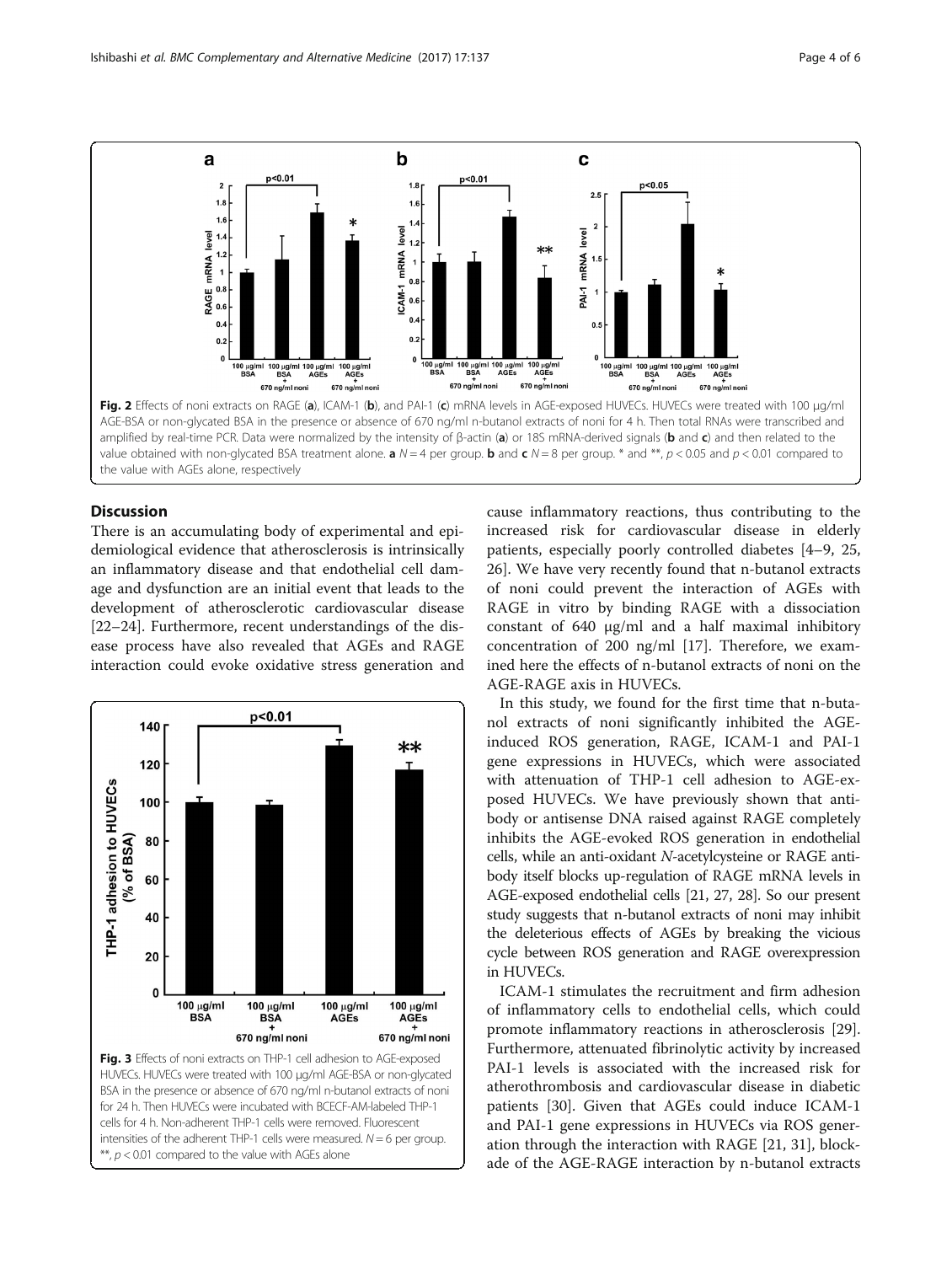Fig. 2 Effects of noni extracts on RAGE (**a**), ICAM-1 (**b**), and PAI-1 (**c**) mRNA levels in AGE-exposed HUVECs. HUVECs were treated with 100 μg/ml AGE-BSA or non-glycated BSA in the presence or absence of 670 ng/ml n-butanol extracts of noni for 4 h. Then total RNAs were transcribed and amplified by real-time PCR. Data were normalized by the intensity of β-actin (**a**) or 18S mRNA-derived signals (**b** and **c**) and then related to the value obtained with non-glycated BSA treatment alone. **a** $N = 4$ per group. **b** and **c** $N = 8$ per group. * and **, $p < 0.05$ and $p < 0.01$ compared to the value with AGEs alone, respectively

## Discussion

There is an accumulating body of experimental and epidemiological evidence that atherosclerosis is intrinsically an inflammatory disease and that endothelial cell damage and dysfunction are an initial event that leads to the development of atherosclerotic cardiovascular disease [22–24]. Furthermore, recent understandings of the disease process have also revealed that AGEs and RAGE interaction could evoke oxidative stress generation and cause inflammatory reactions, thus contributing to the increased risk for cardiovascular disease in elderly patients, especially poorly controlled diabetes [4–9, 25, 26]. We have very recently found that n-butanol extracts of noni could prevent the interaction of AGEs with RAGE in vitro by binding RAGE with a dissociation constant of 640 μg/ml and a half maximal inhibitory concentration of 200 ng/ml [17]. Therefore, we examined here the effects of n-butanol extracts of noni on the AGE-RAGE axis in HUVECs.

Fig. 3 Effects of noni extracts on THP-1 cell adhesion to AGE-exposed HUVECs. HUVECs were treated with 100 μg/ml AGE-BSA or non-glycated BSA in the presence or absence of 670 ng/ml n-butanol extracts of noni for 24 h. Then HUVECs were incubated with BCECF-AM-labeled THP-1 cells for 4 h. Non-adherent THP-1 cells were removed. Fluorescent intensities of the adherent THP-1 cells were measured. $N = 6$ per group. **, $p < 0.01$ compared to the value with AGEs alone

In this study, we found for the first time that n-butanol extracts of noni significantly inhibited the AGE-induced ROS generation, RAGE, ICAM-1 and PAI-1 gene expressions in HUVECs, which were associated with attenuation of THP-1 cell adhesion to AGE-exposed HUVECs. We have previously shown that antibody or antisense DNA raised against RAGE completely inhibits the AGE-evoked ROS generation in endothelial cells, while an anti-oxidant *N*-acetylcysteine or RAGE antibody itself blocks up-regulation of RAGE mRNA levels in AGE-exposed endothelial cells [21, 27, 28]. So our present study suggests that n-butanol extracts of noni may inhibit the deleterious effects of AGEs by breaking the vicious cycle between ROS generation and RAGE overexpression in HUVECs.

ICAM-1 stimulates the recruitment and firm adhesion of inflammatory cells to endothelial cells, which could promote inflammatory reactions in atherosclerosis [29]. Furthermore, attenuated fibrinolytic activity by increased PAI-1 levels is associated with the increased risk for atherothrombosis and cardiovascular disease in diabetic patients [30]. Given that AGEs could induce ICAM-1 and PAI-1 gene expressions in HUVECs via ROS generation through the interaction with RAGE [21, 31], blockade of the AGE-RAGE interaction by n-butanol extracts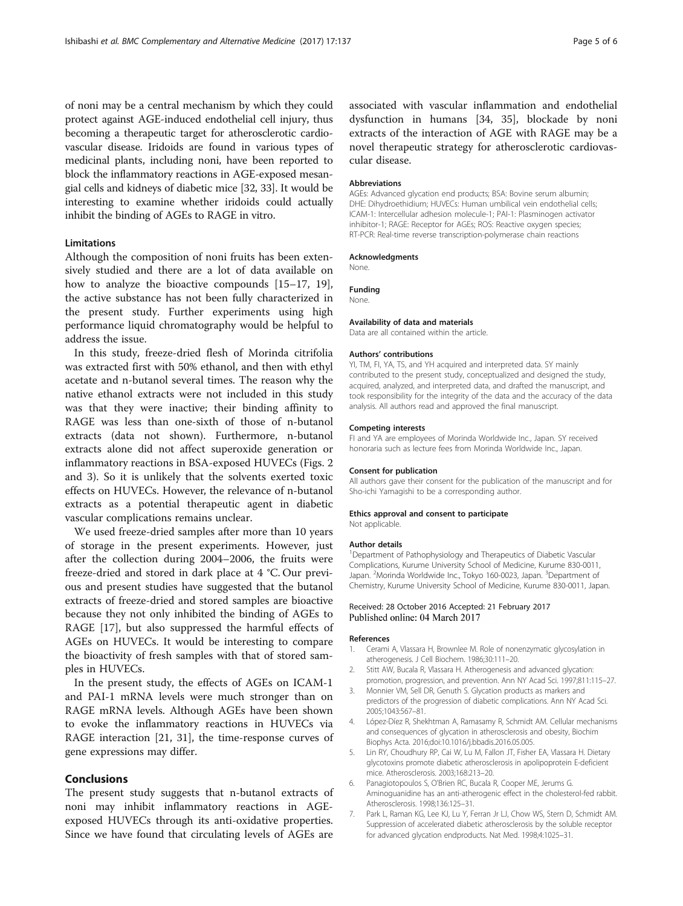of noni may be a central mechanism by which they could protect against AGE-induced endothelial cell injury, thus becoming a therapeutic target for atherosclerotic cardiovascular disease. Iridoids are found in various types of medicinal plants, including noni, have been reported to block the inflammatory reactions in AGE-exposed mesangial cells and kidneys of diabetic mice [32, 33]. It would be interesting to examine whether iridoids could actually inhibit the binding of AGEs to RAGE in vitro.

### Limitations

Although the composition of noni fruits has been extensively studied and there are a lot of data available on how to analyze the bioactive compounds [15–17, 19], the active substance has not been fully characterized in the present study. Further experiments using high performance liquid chromatography would be helpful to address the issue.

In this study, freeze-dried flesh of Morinda citrifolia was extracted first with 50% ethanol, and then with ethyl acetate and n-butanol several times. The reason why the native ethanol extracts were not included in this study was that they were inactive; their binding affinity to RAGE was less than one-sixth of those of n-butanol extracts (data not shown). Furthermore, n-butanol extracts alone did not affect superoxide generation or inflammatory reactions in BSA-exposed HUVECs (Figs. 2 and 3). So it is unlikely that the solvents exerted toxic effects on HUVECs. However, the relevance of n-butanol extracts as a potential therapeutic agent in diabetic vascular complications remains unclear.

We used freeze-dried samples after more than 10 years of storage in the present experiments. However, just after the collection during 2004–2006, the fruits were freeze-dried and stored in dark place at 4 °C. Our previous and present studies have suggested that the butanol extracts of freeze-dried and stored samples are bioactive because they not only inhibited the binding of AGEs to RAGE [17], but also suppressed the harmful effects of AGEs on HUVECs. It would be interesting to compare the bioactivity of fresh samples with that of stored samples in HUVECs.

In the present study, the effects of AGEs on ICAM-1 and PAI-1 mRNA levels were much stronger than on RAGE mRNA levels. Although AGEs have been shown to evoke the inflammatory reactions in HUVECs via RAGE interaction [21, 31], the time-response curves of gene expressions may differ.

## Conclusions

The present study suggests that n-butanol extracts of noni may inhibit inflammatory reactions in AGE-exposed HUVECs through its anti-oxidative properties. Since we have found that circulating levels of AGEs are associated with vascular inflammation and endothelial dysfunction in humans [34, 35], blockade by noni extracts of the interaction of AGE with RAGE may be a novel therapeutic strategy for atherosclerotic cardiovascular disease.

#### Abbreviations

AGEs: Advanced glycation end products; BSA: Bovine serum albumin; DHE: Dihydroethidium; HUVECs: Human umbilical vein endothelial cells; ICAM-1: Intercellular adhesion molecule-1; PAI-1: Plasminogen activator inhibitor-1; RAGE: Receptor for AGEs; ROS: Reactive oxygen species; RT-PCR: Real-time reverse transcription-polymerase chain reactions

#### Acknowledgments

None.

#### Funding

None.

#### Availability of data and materials

Data are all contained within the article.

#### Authors' contributions

YI, TM, FI, YA, TS, and YH acquired and interpreted data. SY mainly contributed to the present study, conceptualized and designed the study, acquired, analyzed, and interpreted data, and drafted the manuscript, and took responsibility for the integrity of the data and the accuracy of the data analysis. All authors read and approved the final manuscript.

#### Competing interests

FI and YA are employees of Morinda Worldwide Inc., Japan. SY received honoraria such as lecture fees from Morinda Worldwide Inc., Japan.

#### Consent for publication

All authors gave their consent for the publication of the manuscript and for Sho-ichi Yamagishi to be a corresponding author.

#### Ethics approval and consent to participate

Not applicable.

#### Author details

[1]Department of Pathophysiology and Therapeutics of Diabetic Vascular Complications, Kurume University School of Medicine, Kurume 830-0011, Japan. [2]Morinda Worldwide Inc., Tokyo 160-0023, Japan. [3]Department of Chemistry, Kurume University School of Medicine, Kurume 830-0011, Japan.

Received: 28 October 2016 Accepted: 21 February 2017
Published online: 04 March 2017

#### References

1. Cerami A, Vlassara H, Brownlee M. Role of nonenzymatic glycosylation in atherogenesis. J Cell Biochem. 1986;30:111–20.
2. Stitt AW, Bucala R, Vlassara H. Atherogenesis and advanced glycation: promotion, progression, and prevention. Ann NY Acad Sci. 1997;811:115–27.
3. Monnier VM, Sell DR, Genuth S. Glycation products as markers and predictors of the progression of diabetic complications. Ann NY Acad Sci. 2005;1043:567–81.
4. López-Díez R, Shekhtman A, Ramasamy R, Schmidt AM. Cellular mechanisms and consequences of glycation in atherosclerosis and obesity, Biochim Biophys Acta. 2016;doi:10.1016/j.bbadis.2016.05.005.
5. Lin RY, Choudhury RP, Cai W, Lu M, Fallon JT, Fisher EA, Vlassara H. Dietary glycotoxins promote diabetic atherosclerosis in apolipoprotein E-deficient mice. Atherosclerosis. 2003;168:213–20.
6. Panagiotopoulos S, O'Brien RC, Bucala R, Cooper ME, Jerums G. Aminoguanidine has an anti-atherogenic effect in the cholesterol-fed rabbit. Atherosclerosis. 1998;136:125–31.
7. Park L, Raman KG, Lee KJ, Lu Y, Ferran Jr LJ, Chow WS, Stern D, Schmidt AM. Suppression of accelerated diabetic atherosclerosis by the soluble receptor for advanced glycation endproducts. Nat Med. 1998;4:1025–31.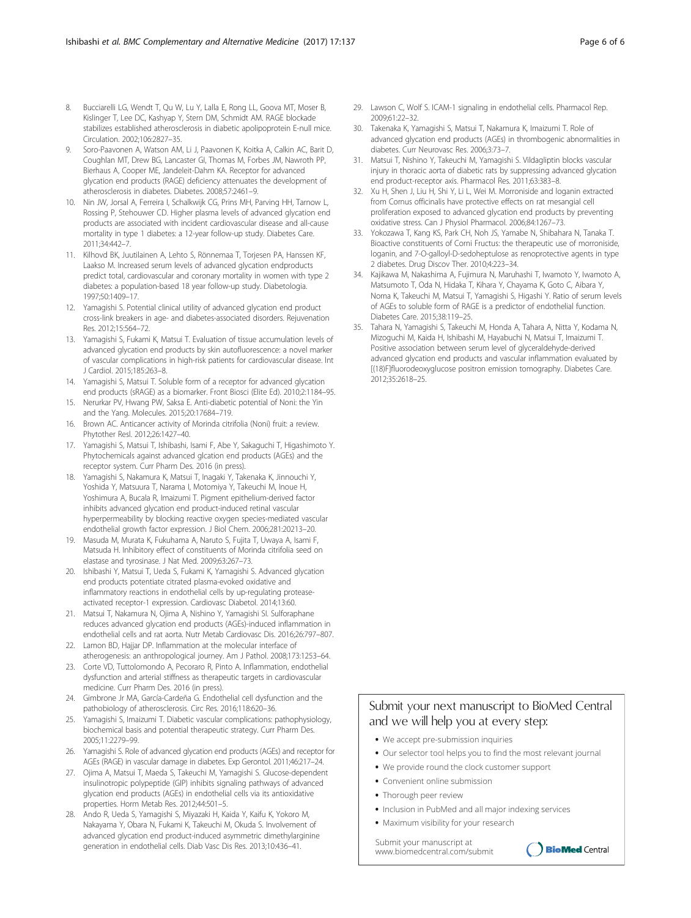8. Bucciarelli LG, Wendt T, Qu W, Lu Y, Lalla E, Rong LL, Goova MT, Moser B, Kislinger T, Lee DC, Kashyap Y, Stern DM, Schmidt AM. RAGE blockade stabilizes established atherosclerosis in diabetic apolipoprotein E-null mice. Circulation. 2002;106:2827–35.
9. Soro-Paavonen A, Watson AM, Li J, Paavonen K, Koitka A, Calkin AC, Barit D, Coughlan MT, Drew BG, Lancaster GI, Thomas M, Forbes JM, Nawroth PP, Bierhaus A, Cooper ME, Jandeleit-Dahm KA. Receptor for advanced glycation end products (RAGE) deficiency attenuates the development of atherosclerosis in diabetes. Diabetes. 2008;57:2461–9.
10. Nin JW, Jorsal A, Ferreira I, Schalkwijk CG, Prins MH, Parving HH, Tarnow L, Rossing P, Stehouwer CD. Higher plasma levels of advanced glycation end products are associated with incident cardiovascular disease and all-cause mortality in type 1 diabetes: a 12-year follow-up study. Diabetes Care. 2011;34:442–7.
11. Kilhovd BK, Juutilainen A, Lehto S, Rönnemaa T, Torjesen PA, Hanssen KF, Laakso M. Increased serum levels of advanced glycation endproducts predict total, cardiovascular and coronary mortality in women with type 2 diabetes: a population-based 18 year follow-up study. Diabetologia. 1997;50:1409–17.
12. Yamagishi S. Potential clinical utility of advanced glycation end product cross-link breakers in age- and diabetes-associated disorders. Rejuvenation Res. 2012;15:564–72.
13. Yamagishi S, Fukami K, Matsui T. Evaluation of tissue accumulation levels of advanced glycation end products by skin autofluorescence: a novel marker of vascular complications in high-risk patients for cardiovascular disease. Int J Cardiol. 2015;185:263–8.
14. Yamagishi S, Matsui T. Soluble form of a receptor for advanced glycation end products (sRAGE) as a biomarker. Front Biosci (Elite Ed). 2010;2:1184–95.
15. Nerurkar PV, Hwang PW, Saksa E. Anti-diabetic potential of Noni: the Yin and the Yang. Molecules. 2015;20:17684–719.
16. Brown AC. Anticancer activity of Morinda citrifolia (Noni) fruit: a review. Phytother Resl. 2012;26:1427–40.
17. Yamagishi S, Matsui T, Ishibashi, Isami F, Abe Y, Sakaguchi T, Higashimoto Y. Phytochemicals against advanced glcation end products (AGEs) and the receptor system. Curr Pharm Des. 2016 (in press).
18. Yamagishi S, Nakamura K, Matsui T, Inagaki Y, Takenaka K, Jinnouchi Y, Yoshida Y, Matsuura T, Narama I, Motomiya Y, Takeuchi M, Inoue H, Yoshimura A, Bucala R, Imaizumi T. Pigment epithelium-derived factor inhibits advanced glycation end product-induced retinal vascular hyperpermeability by blocking reactive oxygen species-mediated vascular endothelial growth factor expression. J Biol Chem. 2006;281:20213–20.
19. Masuda M, Murata K, Fukuhama A, Naruto S, Fujita T, Uwaya A, Isami F, Matsuda H. Inhibitory effect of constituents of Morinda citrifolia seed on elastase and tyrosinase. J Nat Med. 2009;63:267–73.
20. Ishibashi Y, Matsui T, Ueda S, Fukami K, Yamagishi S. Advanced glycation end products potentiate citrated plasma-evoked oxidative and inflammatory reactions in endothelial cells by up-regulating protease-activated receptor-1 expression. Cardiovasc Diabetol. 2014;13:60.
21. Matsui T, Nakamura N, Ojima A, Nishino Y, Yamagishi SI. Sulforaphane reduces advanced glycation end products (AGEs)-induced inflammation in endothelial cells and rat aorta. Nutr Metab Cardiovasc Dis. 2016;26:797–807.
22. Lamon BD, Hajjar DP. Inflammation at the molecular interface of atherogenesis: an anthropological journey. Am J Pathol. 2008;173:1253–64.
23. Corte VD, Tuttolomondo A, Pecoraro R, Pinto A. Inflammation, endothelial dysfunction and arterial stiffness as therapeutic targets in cardiovascular medicine. Curr Pharm Des. 2016 (in press).
24. Gimbrone Jr MA, García-Cardeña G. Endothelial cell dysfunction and the pathobiology of atherosclerosis. Circ Res. 2016;118:620–36.
25. Yamagishi S, Imaizumi T. Diabetic vascular complications: pathophysiology, biochemical basis and potential therapeutic strategy. Curr Pharm Des. 2005;11:2279–99.
26. Yamagishi S. Role of advanced glycation end products (AGEs) and receptor for AGEs (RAGE) in vascular damage in diabetes. Exp Gerontol. 2011;46:217–24.
27. Ojima A, Matsui T, Maeda S, Takeuchi M, Yamagishi S. Glucose-dependent insulinotropic polypeptide (GIP) inhibits signaling pathways of advanced glycation end products (AGEs) in endothelial cells via its antioxidative properties. Horm Metab Res. 2012;44:501–5.
28. Ando R, Ueda S, Yamagishi S, Miyazaki H, Kaida Y, Kaifu K, Yokoro M, Nakayama Y, Obara N, Fukami K, Takeuchi M, Okuda S. Involvement of advanced glycation end product-induced asymmetric dimethylarginine generation in endothelial cells. Diab Vasc Dis Res. 2013;10:436–41.
29. Lawson C, Wolf S. ICAM-1 signaling in endothelial cells. Pharmacol Rep. 2009;61:22–32.
30. Takenaka K, Yamagishi S, Matsui T, Nakamura K, Imaizumi T. Role of advanced glycation end products (AGEs) in thrombogenic abnormalities in diabetes. Curr Neurovasc Res. 2006;3:73–7.
31. Matsui T, Nishino Y, Takeuchi M, Yamagishi S. Vildagliptin blocks vascular injury in thoracic aorta of diabetic rats by suppressing advanced glycation end product-receptor axis. Pharmacol Res. 2011;63:383–8.
32. Xu H, Shen J, Liu H, Shi Y, Li L, Wei M. Morroniside and loganin extracted from Cornus officinalis have protective effects on rat mesangial cell proliferation exposed to advanced glycation end products by preventing oxidative stress. Can J Physiol Pharmacol. 2006;84:1267–73.
33. Yokozawa T, Kang KS, Park CH, Noh JS, Yamabe N, Shibahara N, Tanaka T. Bioactive constituents of Corni Fructus: the therapeutic use of morroniside, loganin, and 7-O-galloyl-D-sedoheptulose as renoprotective agents in type 2 diabetes. Drug Discov Ther. 2010;4:223–34.
34. Kajikawa M, Nakashima A, Fujimura N, Maruhashi T, Iwamoto Y, Iwamoto A, Matsumoto T, Oda N, Hidaka T, Kihara Y, Chayama K, Goto C, Aibara Y, Noma K, Takeuchi M, Matsui T, Yamagishi S, Higashi Y. Ratio of serum levels of AGEs to soluble form of RAGE is a predictor of endothelial function. Diabetes Care. 2015;38:119–25.
35. Tahara N, Yamagishi S, Takeuchi M, Honda A, Tahara A, Nitta Y, Kodama N, Mizoguchi M, Kaida H, Ishibashi M, Hayabuchi N, Matsui T, Imaizumi T. Positive association between serum level of glyceraldehyde-derived advanced glycation end products and vascular inflammation evaluated by [(18)F]fluorodeoxyglucose positron emission tomography. Diabetes Care. 2012;35:2618–25.

Submit your next manuscript to BioMed Central and we will help you at every step:

- We accept pre-submission inquiries
- Our selector tool helps you to find the most relevant journal
- We provide round the clock customer support
- Convenient online submission
- Thorough peer review
- Inclusion in PubMed and all major indexing services
- Maximum visibility for your research

Submit your manuscript at www.biomedcentral.com/submit

BioMed Central